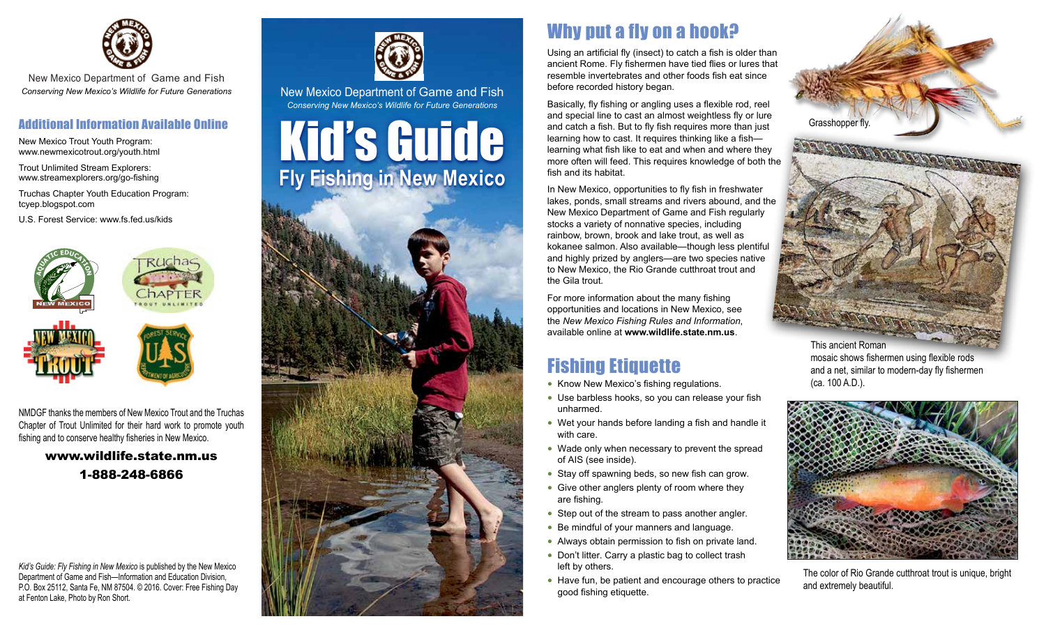New Mexico Department of Game and Fish

*Conserving New Mexico's Wildlife for Future Generations*

## Additional Information Available Online

New Mexico Trout Youth Program:
www.newmexicotrout.org/youth.html

Trout Unlimited Stream Explorers:
www.streamexplorers.org/go-fishing

Truchas Chapter Youth Education Program:
tcyep.blogspot.com

U.S. Forest Service: www.fs.fed.us/kids

NMDGF thanks the members of New Mexico Trout and the Truchas Chapter of Trout Unlimited for their hard work to promote youth fishing and to conserve healthy fisheries in New Mexico.

**www.wildlife.state.nm.us**

**1-888-248-6866**

*Kid's Guide: Fly Fishing in New Mexico* is published by the New Mexico Department of Game and Fish—Information and Education Division, P.O. Box 25112, Santa Fe, NM 87504. © 2016. Cover: Free Fishing Day at Fenton Lake, Photo by Ron Short.

New Mexico Department of Game and Fish

*Conserving New Mexico's Wildlife for Future Generations*

# Kid's Guide

## Fly Fishing in New Mexico

## Why put a fly on a hook?

Using an artificial fly (insect) to catch a fish is older than ancient Rome. Fly fishermen have tied flies or lures that resemble invertebrates and other foods fish eat since before recorded history began.

Basically, fly fishing or angling uses a flexible rod, reel and special line to cast an almost weightless fly or lure and catch a fish. But to fly fish requires more than just learning how to cast. It requires thinking like a fish—learning what fish like to eat and when and where they more often will feed. This requires knowledge of both the fish and its habitat.

In New Mexico, opportunities to fly fish in freshwater lakes, ponds, small streams and rivers abound, and the New Mexico Department of Game and Fish regularly stocks a variety of nonnative species, including rainbow, brown, brook and lake trout, as well as kokanee salmon. Also available—though less plentiful and highly prized by anglers—are two species native to New Mexico, the Rio Grande cutthroat trout and the Gila trout.

For more information about the many fishing opportunities and locations in New Mexico, see the *New Mexico Fishing Rules and Information*, available online at **www.wildlife.state.nm.us**.

## Fishing Etiquette

- Know New Mexico's fishing regulations.
- Use barbless hooks, so you can release your fish unharmed.
- Wet your hands before landing a fish and handle it with care.
- Wade only when necessary to prevent the spread of AIS (see inside).
- Stay off spawning beds, so new fish can grow.
- Give other anglers plenty of room where they are fishing.
- Step out of the stream to pass another angler.
- Be mindful of your manners and language.
- Always obtain permission to fish on private land.
- Don't litter. Carry a plastic bag to collect trash left by others.
- Have fun, be patient and encourage others to practice good fishing etiquette.

Grasshopper fly.

This ancient Roman mosaic shows fishermen using flexible rods and a net, similar to modern-day fly fishermen (ca. 100 A.D.).

The color of Rio Grande cutthroat trout is unique, bright and extremely beautiful.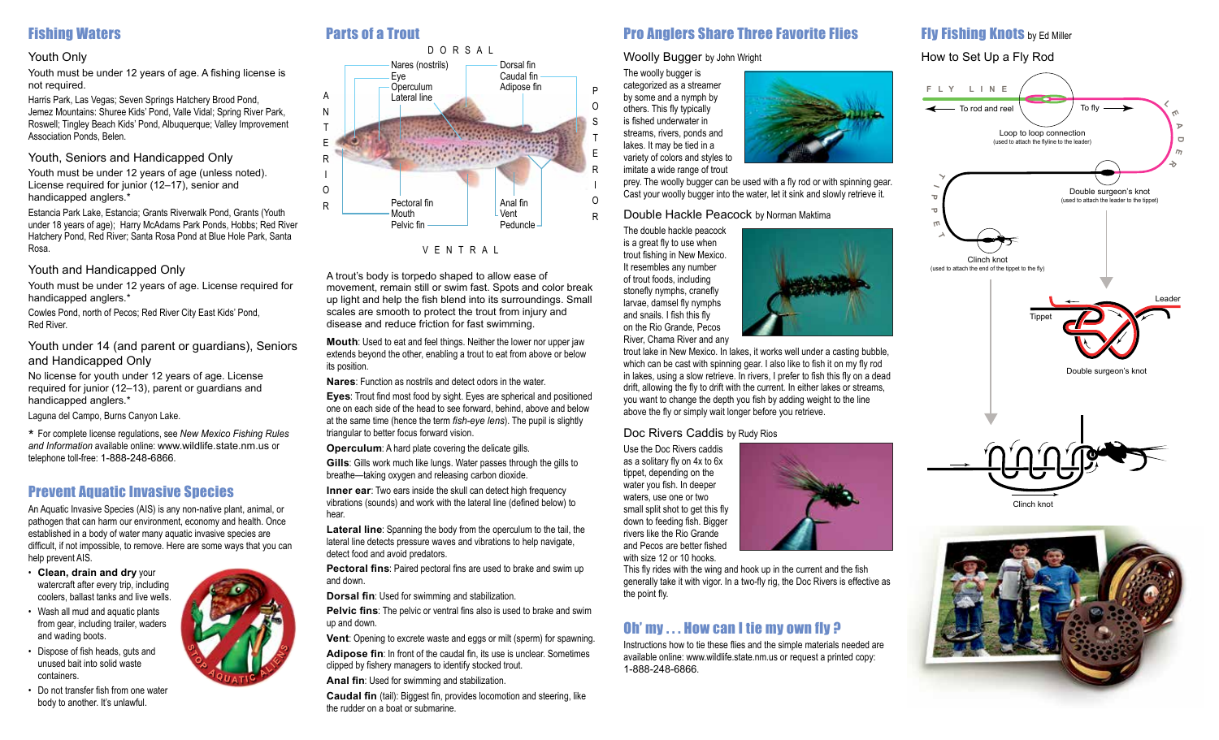## Fishing Waters

### Youth Only

Youth must be under 12 years of age. A fishing license is not required.

Harris Park, Las Vegas; Seven Springs Hatchery Brood Pond, Jemez Mountains: Shuree Kids' Pond, Valle Vidal; Spring River Park, Roswell; Tingley Beach Kids' Pond, Albuquerque; Valley Improvement Association Ponds, Belen.

### Youth, Seniors and Handicapped Only

Youth must be under 12 years of age (unless noted). License required for junior (12–17), senior and handicapped anglers.*

Estancia Park Lake, Estancia; Grants Riverwalk Pond, Grants (Youth under 18 years of age); Harry McAdams Park Ponds, Hobbs; Red River Hatchery Pond, Red River; Santa Rosa Pond at Blue Hole Park, Santa Rosa.

### Youth and Handicapped Only

Youth must be under 12 years of age. License required for handicapped anglers.*

Cowles Pond, north of Pecos; Red River City East Kids' Pond, Red River.

### Youth under 14 (and parent or guardians), Seniors and Handicapped Only

No license for youth under 12 years of age. License required for junior (12–13), parent or guardians and handicapped anglers.*

Laguna del Campo, Burns Canyon Lake.

\* For complete license regulations, see *New Mexico Fishing Rules and Information* available online: www.wildlife.state.nm.us or telephone toll-free: 1-888-248-6866.

## Prevent Aquatic Invasive Species

An Aquatic Invasive Species (AIS) is any non-native plant, animal, or pathogen that can harm our environment, economy and health. Once established in a body of water many aquatic invasive species are difficult, if not impossible, to remove. Here are some ways that you can help prevent AIS.

- **Clean, drain and dry** your watercraft after every trip, including coolers, ballast tanks and live wells.
- Wash all mud and aquatic plants from gear, including trailer, waders and wading boots.
- Dispose of fish heads, guts and unused bait into solid waste containers.
- Do not transfer fish from one water body to another. It's unlawful.

STOP AQUATIC ALIENS

## Parts of a Trout

DORSAL

ANTERIOR

POSTERIOR

VENTRAL

Nares (nostrils)
Eye
Operculum
Lateral line
Dorsal fin
Caudal fin
Adipose fin
Pectoral fin
Mouth
Pelvic fin
Anal fin
Vent
Peduncle

A trout's body is torpedo shaped to allow ease of movement, remain still or swim fast. Spots and color break up light and help the fish blend into its surroundings. Small scales are smooth to protect the trout from injury and disease and reduce friction for fast swimming.

**Mouth**: Used to eat and feel things. Neither the lower nor upper jaw extends beyond the other, enabling a trout to eat from above or below its position.

**Nares**: Function as nostrils and detect odors in the water.

**Eyes**: Trout find most food by sight. Eyes are spherical and positioned one on each side of the head to see forward, behind, above and below at the same time (hence the term *fish-eye lens*). The pupil is slightly triangular to better focus forward vision.

**Operculum**: A hard plate covering the delicate gills.

**Gills**: Gills work much like lungs. Water passes through the gills to breathe—taking oxygen and releasing carbon dioxide.

**Inner ear**: Two ears inside the skull can detect high frequency vibrations (sounds) and work with the lateral line (defined below) to hear.

**Lateral line**: Spanning the body from the operculum to the tail, the lateral line detects pressure waves and vibrations to help navigate, detect food and avoid predators.

**Pectoral fins**: Paired pectoral fins are used to brake and swim up and down.

**Dorsal fin**: Used for swimming and stabilization.

**Pelvic fins**: The pelvic or ventral fins also is used to brake and swim up and down.

**Vent**: Opening to excrete waste and eggs or milt (sperm) for spawning.

**Adipose fin**: In front of the caudal fin, its use is unclear. Sometimes clipped by fishery managers to identify stocked trout.

**Anal fin**: Used for swimming and stabilization.

**Caudal fin** (tail): Biggest fin, provides locomotion and steering, like the rudder on a boat or submarine.

## Pro Anglers Share Three Favorite Flies

### Woolly Bugger by John Wright

The woolly bugger is categorized as a streamer by some and a nymph by others. This fly typically is fished underwater in streams, rivers, ponds and lakes. It may be tied in a variety of colors and styles to imitate a wide range of trout prey. The woolly bugger can be used with a fly rod or with spinning gear. Cast your woolly bugger into the water, let it sink and slowly retrieve it.

### Double Hackle Peacock by Norman Maktima

The double hackle peacock is a great fly to use when trout fishing in New Mexico. It resembles any number of trout foods, including stonefly nymphs, cranefly larvae, damsel fly nymphs and snails. I fish this fly on the Rio Grande, Pecos River, Chama River and any trout lake in New Mexico. In lakes, it works well under a casting bubble, which can be cast with spinning gear. I also like to fish it on my fly rod in lakes, using a slow retrieve. In rivers, I prefer to fish this fly on a dead drift, allowing the fly to drift with the current. In either lakes or streams, you want to change the depth you fish by adding weight to the line above the fly or simply wait longer before you retrieve.

### Doc Rivers Caddis by Rudy Rios

Use the Doc Rivers caddis as a solitary fly on 4x to 6x tippet, depending on the water you fish. In deeper waters, use one or two small split shot to get this fly down to feeding fish. Bigger rivers like the Rio Grande and Pecos are better fished with size 12 or 10 hooks. This fly rides with the wing and hook up in the current and the fish generally take it with vigor. In a two-fly rig, the Doc Rivers is effective as the point fly.

## Oh' my . . . How can I tie my own fly ?

Instructions how to tie these flies and the simple materials needed are available online: www.wildlife.state.nm.us or request a printed copy: 1-888-248-6866.

## Fly Fishing Knots by Ed Miller

### How to Set Up a Fly Rod

FLY LINE

To rod and reel

To fly

LEADER

TIPPET

Loop to loop connection
(used to attach the flyline to the leader)

Double surgeon's knot
(used to attach the leader to the tippet)

Clinch knot
(used to attach the end of the tippet to the fly)

Tippet

Leader

Double surgeon's knot

Clinch knot